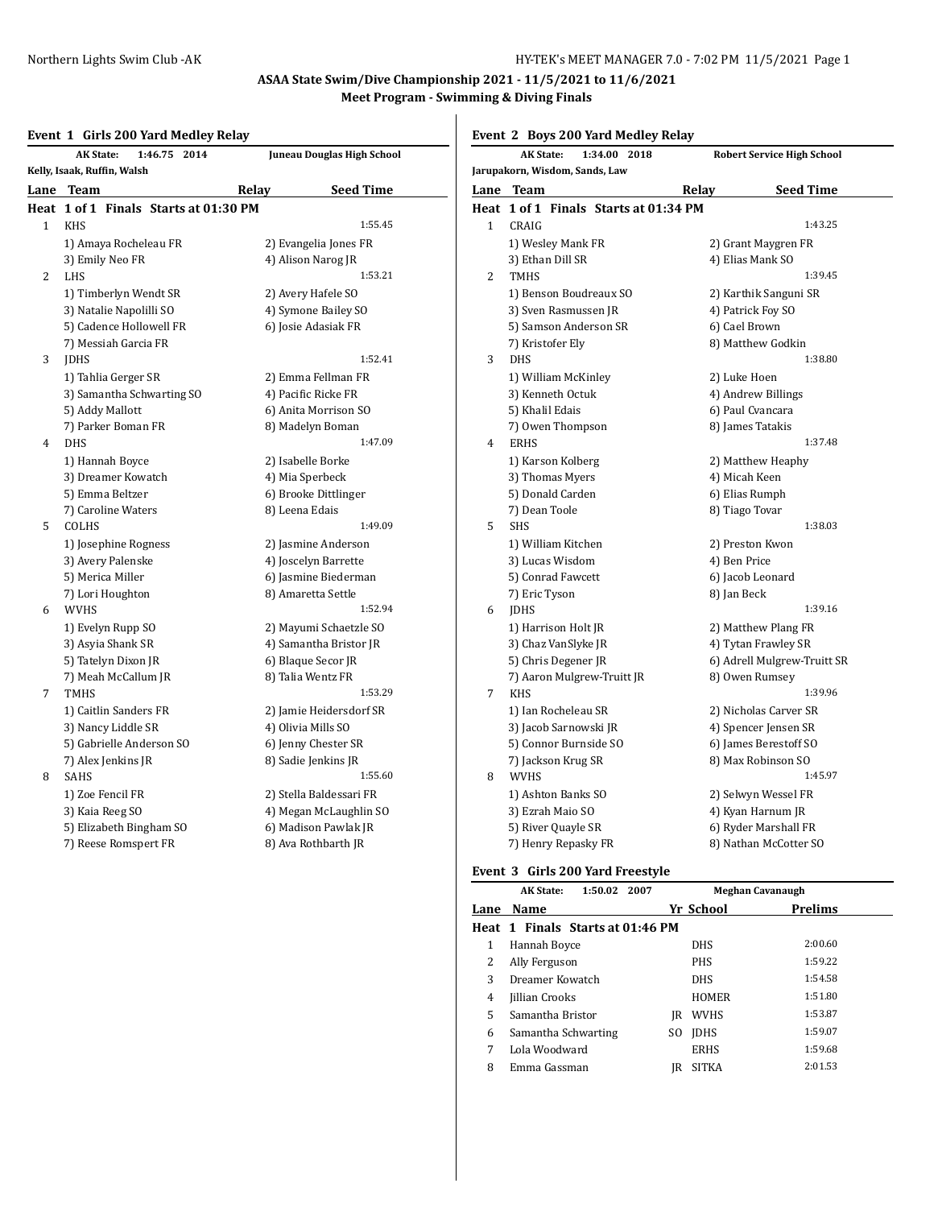## ASAA State Swim/Dive Championship 2021 - 11/5/2021 to 11/6/2021

### Meet Program - Swimming & Diving Finals

#### Event 1 Girls 200 Yard Medley Relay

AK State: 1:46.75 2014 Juneau Douglas High School
Kelly, Isaak, Ruffin, Walsh

| Lane | Team | Relay | Seed Time |
|---|---|---|---|

**Heat 1 of 1 Finals Starts at 01:30 PM**

| Lane | Team | | Seed Time |
|---|---|---|---|
| 1 | KHS | | 1:55.45 |
| | 1) Amaya Rocheleau FR | 2) Evangelia Jones FR | |
| | 3) Emily Neo FR | 4) Alison Narog JR | |
| 2 | LHS | | 1:53.21 |
| | 1) Timberlyn Wendt SR | 2) Avery Hafele SO | |
| | 3) Natalie Napolilli SO | 4) Symone Bailey SO | |
| | 5) Cadence Hollowell FR | 6) Josie Adasiak FR | |
| | 7) Messiah Garcia FR | | |
| 3 | JDHS | | 1:52.41 |
| | 1) Tahlia Gerger SR | 2) Emma Fellman FR | |
| | 3) Samantha Schwarting SO | 4) Pacific Ricke FR | |
| | 5) Addy Mallott | 6) Anita Morrison SO | |
| | 7) Parker Boman FR | 8) Madelyn Boman | |
| 4 | DHS | | 1:47.09 |
| | 1) Hannah Boyce | 2) Isabelle Borke | |
| | 3) Dreamer Kowatch | 4) Mia Sperbeck | |
| | 5) Emma Beltzer | 6) Brooke Dittlinger | |
| | 7) Caroline Waters | 8) Leena Edais | |
| 5 | COLHS | | 1:49.09 |
| | 1) Josephine Rogness | 2) Jasmine Anderson | |
| | 3) Avery Palenske | 4) Joscelyn Barrette | |
| | 5) Merica Miller | 6) Jasmine Biederman | |
| | 7) Lori Houghton | 8) Amaretta Settle | |
| 6 | WVHS | | 1:52.94 |
| | 1) Evelyn Rupp SO | 2) Mayumi Schaetzle SO | |
| | 3) Asyia Shank SR | 4) Samantha Bristor JR | |
| | 5) Tatelyn Dixon JR | 6) Blaque Secor JR | |
| | 7) Meah McCallum JR | 8) Talia Wentz FR | |
| 7 | TMHS | | 1:53.29 |
| | 1) Caitlin Sanders FR | 2) Jamie Heidersdorf SR | |
| | 3) Nancy Liddle SR | 4) Olivia Mills SO | |
| | 5) Gabrielle Anderson SO | 6) Jenny Chester SR | |
| | 7) Alex Jenkins JR | 8) Sadie Jenkins JR | |
| 8 | SAHS | | 1:55.60 |
| | 1) Zoe Fencil FR | 2) Stella Baldessari FR | |
| | 3) Kaia Reeg SO | 4) Megan McLaughlin SO | |
| | 5) Elizabeth Bingham SO | 6) Madison Pawlak JR | |
| | 7) Reese Romspert FR | 8) Ava Rothbarth JR | |

#### Event 2 Boys 200 Yard Medley Relay

AK State: 1:34.00 2018 Robert Service High School
Jarupakorn, Wisdom, Sands, Law

**Heat 1 of 1 Finals Starts at 01:34 PM**

| Lane | Team | Relay | Seed Time |
|---|---|---|---|
| 1 | CRAIG | | 1:43.25 |
| | 1) Wesley Mank FR | 2) Grant Maygren FR | |
| | 3) Ethan Dill SR | 4) Elias Mank SO | |
| 2 | TMHS | | 1:39.45 |
| | 1) Benson Boudreaux SO | 2) Karthik Sanguni SR | |
| | 3) Sven Rasmussen JR | 4) Patrick Foy SO | |
| | 5) Samson Anderson SR | 6) Cael Brown | |
| | 7) Kristofer Ely | 8) Matthew Godkin | |
| 3 | DHS | | 1:38.80 |
| | 1) William McKinley | 2) Luke Hoen | |
| | 3) Kenneth Octuk | 4) Andrew Billings | |
| | 5) Khalil Edais | 6) Paul Cvancara | |
| | 7) Owen Thompson | 8) James Tatakis | |
| 4 | ERHS | | 1:37.48 |
| | 1) Karson Kolberg | 2) Matthew Heaphy | |
| | 3) Thomas Myers | 4) Micah Keen | |
| | 5) Donald Carden | 6) Elias Rumph | |
| | 7) Dean Toole | 8) Tiago Tovar | |
| 5 | SHS | | 1:38.03 |
| | 1) William Kitchen | 2) Preston Kwon | |
| | 3) Lucas Wisdom | 4) Ben Price | |
| | 5) Conrad Fawcett | 6) Jacob Leonard | |
| | 7) Eric Tyson | 8) Jan Beck | |
| 6 | JDHS | | 1:39.16 |
| | 1) Harrison Holt JR | 2) Matthew Plang FR | |
| | 3) Chaz VanSlyke JR | 4) Tytan Frawley SR | |
| | 5) Chris Degener JR | 6) Adrell Mulgrew-Truitt SR | |
| | 7) Aaron Mulgrew-Truitt JR | 8) Owen Rumsey | |
| 7 | KHS | | 1:39.96 |
| | 1) Ian Rocheleau SR | 2) Nicholas Carver SR | |
| | 3) Jacob Sarnowski JR | 4) Spencer Jensen SR | |
| | 5) Connor Burnside SO | 6) James Berestoff SO | |
| | 7) Jackson Krug SR | 8) Max Robinson SO | |
| 8 | WVHS | | 1:45.97 |
| | 1) Ashton Banks SO | 2) Selwyn Wessel FR | |
| | 3) Ezrah Maio SO | 4) Kyan Harnum JR | |
| | 5) River Quayle SR | 6) Ryder Marshall FR | |
| | 7) Henry Repasky FR | 8) Nathan McCotter SO | |

#### Event 3 Girls 200 Yard Freestyle

AK State: 1:50.02 2007 Meghan Cavanaugh

**Heat 1 Finals Starts at 01:46 PM**

| Lane | Name | Yr | School | Prelims |
|---|---|---|---|---|
| 1 | Hannah Boyce | | DHS | 2:00.60 |
| 2 | Ally Ferguson | | PHS | 1:59.22 |
| 3 | Dreamer Kowatch | | DHS | 1:54.58 |
| 4 | Jillian Crooks | | HOMER | 1:51.80 |
| 5 | Samantha Bristor | JR | WVHS | 1:53.87 |
| 6 | Samantha Schwarting | SO | JDHS | 1:59.07 |
| 7 | Lola Woodward | | ERHS | 1:59.68 |
| 8 | Emma Gassman | JR | SITKA | 2:01.53 |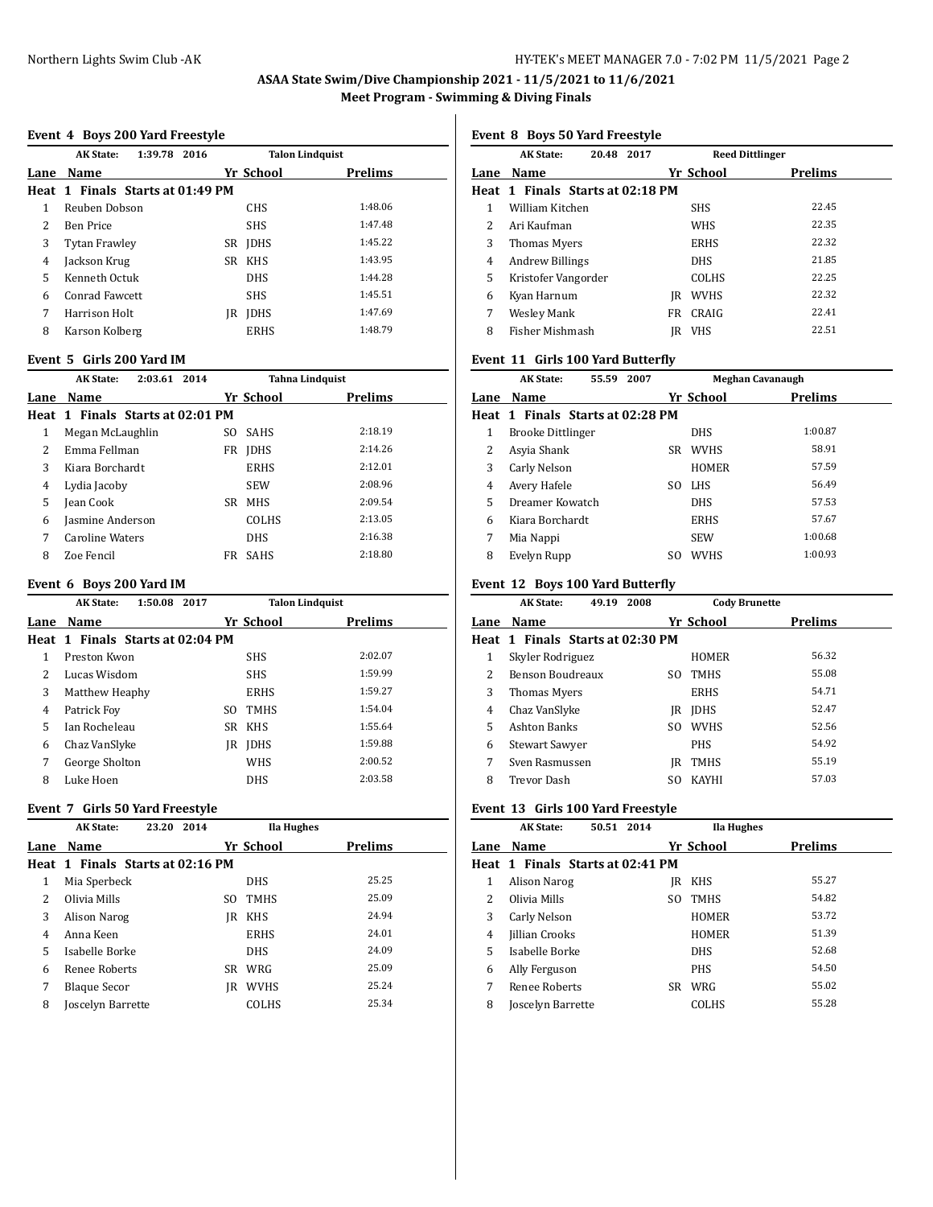# ASAA State Swim/Dive Championship 2021 - 11/5/2021 to 11/6/2021

## Meet Program - Swimming & Diving Finals

### Event 4 Boys 200 Yard Freestyle

AK State: 1:39.78 2016 Talon Lindquist

| Lane | Name | Yr | School | Prelims |
|---|---|---|---|---|
| **Heat 1 Finals Starts at 01:49 PM** | | | | |
| 1 | Reuben Dobson | | CHS | 1:48.06 |
| 2 | Ben Price | | SHS | 1:47.48 |
| 3 | Tytan Frawley | SR | JDHS | 1:45.22 |
| 4 | Jackson Krug | SR | KHS | 1:43.95 |
| 5 | Kenneth Octuk | | DHS | 1:44.28 |
| 6 | Conrad Fawcett | | SHS | 1:45.51 |
| 7 | Harrison Holt | JR | JDHS | 1:47.69 |
| 8 | Karson Kolberg | | ERHS | 1:48.79 |

### Event 5 Girls 200 Yard IM

AK State: 2:03.61 2014 Tahna Lindquist

| Lane | Name | Yr | School | Prelims |
|---|---|---|---|---|
| **Heat 1 Finals Starts at 02:01 PM** | | | | |
| 1 | Megan McLaughlin | SO | SAHS | 2:18.19 |
| 2 | Emma Fellman | FR | JDHS | 2:14.26 |
| 3 | Kiara Borchardt | | ERHS | 2:12.01 |
| 4 | Lydia Jacoby | | SEW | 2:08.96 |
| 5 | Jean Cook | SR | MHS | 2:09.54 |
| 6 | Jasmine Anderson | | COLHS | 2:13.05 |
| 7 | Caroline Waters | | DHS | 2:16.38 |
| 8 | Zoe Fencil | FR | SAHS | 2:18.80 |

### Event 6 Boys 200 Yard IM

AK State: 1:50.08 2017 Talon Lindquist

| Lane | Name | Yr | School | Prelims |
|---|---|---|---|---|
| **Heat 1 Finals Starts at 02:04 PM** | | | | |
| 1 | Preston Kwon | | SHS | 2:02.07 |
| 2 | Lucas Wisdom | | SHS | 1:59.99 |
| 3 | Matthew Heaphy | | ERHS | 1:59.27 |
| 4 | Patrick Foy | SO | TMHS | 1:54.04 |
| 5 | Ian Rocheleau | SR | KHS | 1:55.64 |
| 6 | Chaz VanSlyke | JR | JDHS | 1:59.88 |
| 7 | George Sholton | | WHS | 2:00.52 |
| 8 | Luke Hoen | | DHS | 2:03.58 |

### Event 7 Girls 50 Yard Freestyle

AK State: 23.20 2014 Ila Hughes

| Lane | Name | Yr | School | Prelims |
|---|---|---|---|---|
| **Heat 1 Finals Starts at 02:16 PM** | | | | |
| 1 | Mia Sperbeck | | DHS | 25.25 |
| 2 | Olivia Mills | SO | TMHS | 25.09 |
| 3 | Alison Narog | JR | KHS | 24.94 |
| 4 | Anna Keen | | ERHS | 24.01 |
| 5 | Isabelle Borke | | DHS | 24.09 |
| 6 | Renee Roberts | SR | WRG | 25.09 |
| 7 | Blaque Secor | JR | WVHS | 25.24 |
| 8 | Joscelyn Barrette | | COLHS | 25.34 |

### Event 8 Boys 50 Yard Freestyle

AK State: 20.48 2017 Reed Dittlinger

| Lane | Name | Yr | School | Prelims |
|---|---|---|---|---|
| **Heat 1 Finals Starts at 02:18 PM** | | | | |
| 1 | William Kitchen | | SHS | 22.45 |
| 2 | Ari Kaufman | | WHS | 22.35 |
| 3 | Thomas Myers | | ERHS | 22.32 |
| 4 | Andrew Billings | | DHS | 21.85 |
| 5 | Kristofer Vangorder | | COLHS | 22.25 |
| 6 | Kyan Harnum | JR | WVHS | 22.32 |
| 7 | Wesley Mank | FR | CRAIG | 22.41 |
| 8 | Fisher Mishmash | JR | VHS | 22.51 |

### Event 11 Girls 100 Yard Butterfly

AK State: 55.59 2007 Meghan Cavanaugh

| Lane | Name | Yr | School | Prelims |
|---|---|---|---|---|
| **Heat 1 Finals Starts at 02:28 PM** | | | | |
| 1 | Brooke Dittlinger | | DHS | 1:00.87 |
| 2 | Asyia Shank | SR | WVHS | 58.91 |
| 3 | Carly Nelson | | HOMER | 57.59 |
| 4 | Avery Hafele | SO | LHS | 56.49 |
| 5 | Dreamer Kowatch | | DHS | 57.53 |
| 6 | Kiara Borchardt | | ERHS | 57.67 |
| 7 | Mia Nappi | | SEW | 1:00.68 |
| 8 | Evelyn Rupp | SO | WVHS | 1:00.93 |

### Event 12 Boys 100 Yard Butterfly

AK State: 49.19 2008 Cody Brunette

| Lane | Name | Yr | School | Prelims |
|---|---|---|---|---|
| **Heat 1 Finals Starts at 02:30 PM** | | | | |
| 1 | Skyler Rodriguez | | HOMER | 56.32 |
| 2 | Benson Boudreaux | SO | TMHS | 55.08 |
| 3 | Thomas Myers | | ERHS | 54.71 |
| 4 | Chaz VanSlyke | JR | JDHS | 52.47 |
| 5 | Ashton Banks | SO | WVHS | 52.56 |
| 6 | Stewart Sawyer | | PHS | 54.92 |
| 7 | Sven Rasmussen | JR | TMHS | 55.19 |
| 8 | Trevor Dash | SO | KAYHI | 57.03 |

### Event 13 Girls 100 Yard Freestyle

AK State: 50.51 2014 Ila Hughes

| Lane | Name | Yr | School | Prelims |
|---|---|---|---|---|
| **Heat 1 Finals Starts at 02:41 PM** | | | | |
| 1 | Alison Narog | JR | KHS | 55.27 |
| 2 | Olivia Mills | SO | TMHS | 54.82 |
| 3 | Carly Nelson | | HOMER | 53.72 |
| 4 | Jillian Crooks | | HOMER | 51.39 |
| 5 | Isabelle Borke | | DHS | 52.68 |
| 6 | Ally Ferguson | | PHS | 54.50 |
| 7 | Renee Roberts | SR | WRG | 55.02 |
| 8 | Joscelyn Barrette | | COLHS | 55.28 |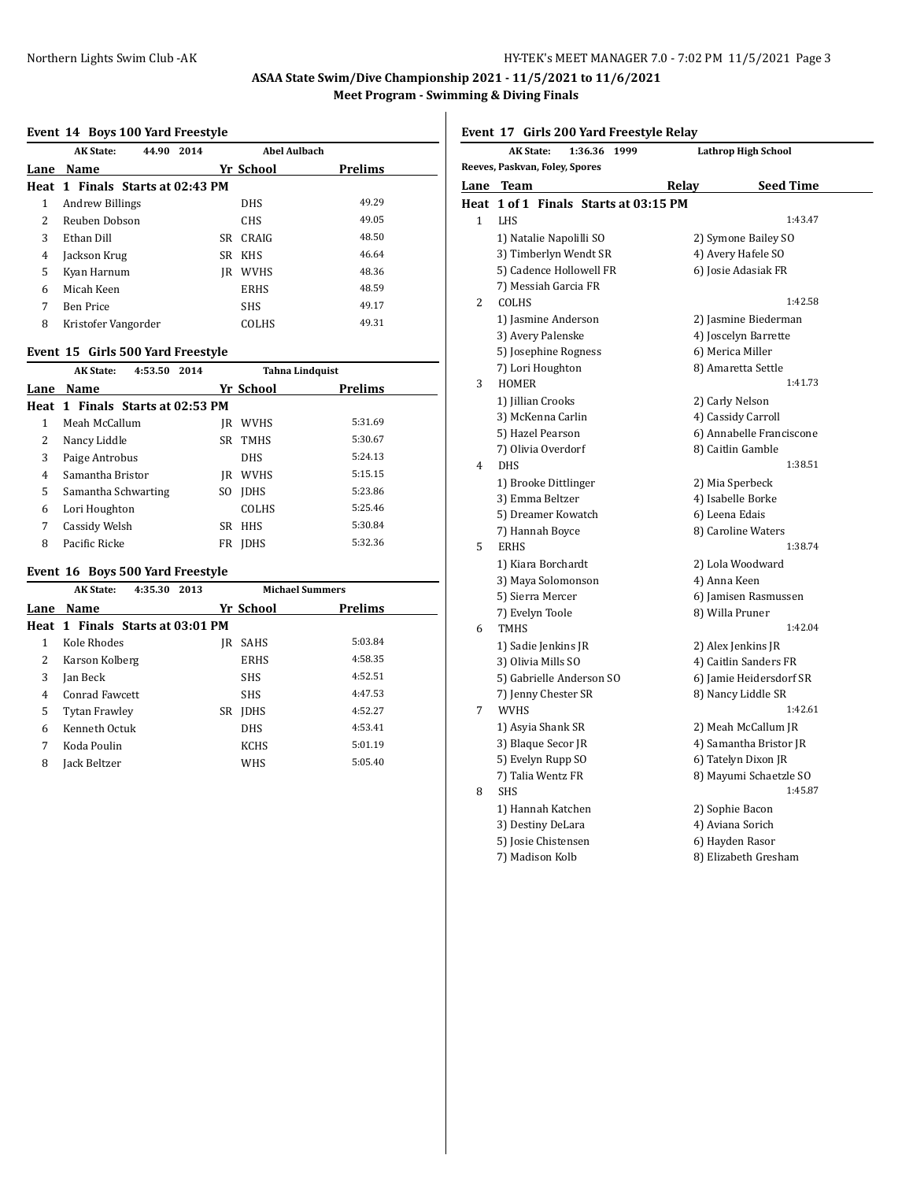## ASAA State Swim/Dive Championship 2021 - 11/5/2021 to 11/6/2021

### Meet Program - Swimming & Diving Finals

### Event 14 Boys 100 Yard Freestyle

AK State: 44.90 2014 Abel Aulbach

| Lane | Name | Yr | School | Prelims |
|---|---|---|---|---|
| **Heat 1 Finals Starts at 02:43 PM** | | | | |
| 1 | Andrew Billings | | DHS | 49.29 |
| 2 | Reuben Dobson | | CHS | 49.05 |
| 3 | Ethan Dill | SR | CRAIG | 48.50 |
| 4 | Jackson Krug | SR | KHS | 46.64 |
| 5 | Kyan Harnum | JR | WVHS | 48.36 |
| 6 | Micah Keen | | ERHS | 48.59 |
| 7 | Ben Price | | SHS | 49.17 |
| 8 | Kristofer Vangorder | | COLHS | 49.31 |

### Event 15 Girls 500 Yard Freestyle

AK State: 4:53.50 2014 Tahna Lindquist

| Lane | Name | Yr | School | Prelims |
|---|---|---|---|---|
| **Heat 1 Finals Starts at 02:53 PM** | | | | |
| 1 | Meah McCallum | JR | WVHS | 5:31.69 |
| 2 | Nancy Liddle | SR | TMHS | 5:30.67 |
| 3 | Paige Antrobus | | DHS | 5:24.13 |
| 4 | Samantha Bristor | JR | WVHS | 5:15.15 |
| 5 | Samantha Schwarting | SO | JDHS | 5:23.86 |
| 6 | Lori Houghton | | COLHS | 5:25.46 |
| 7 | Cassidy Welsh | SR | HHS | 5:30.84 |
| 8 | Pacific Ricke | FR | JDHS | 5:32.36 |

### Event 16 Boys 500 Yard Freestyle

AK State: 4:35.30 2013 Michael Summers

| Lane | Name | Yr | School | Prelims |
|---|---|---|---|---|
| **Heat 1 Finals Starts at 03:01 PM** | | | | |
| 1 | Kole Rhodes | JR | SAHS | 5:03.84 |
| 2 | Karson Kolberg | | ERHS | 4:58.35 |
| 3 | Jan Beck | | SHS | 4:52.51 |
| 4 | Conrad Fawcett | | SHS | 4:47.53 |
| 5 | Tytan Frawley | SR | JDHS | 4:52.27 |
| 6 | Kenneth Octuk | | DHS | 4:53.41 |
| 7 | Koda Poulin | | KCHS | 5:01.19 |
| 8 | Jack Beltzer | | WHS | 5:05.40 |

### Event 17 Girls 200 Yard Freestyle Relay

AK State: 1:36.36 1999 Lathrop High School
Reeves, Paskvan, Foley, Spores

| Lane | Team | Relay | Seed Time |
|---|---|---|---|
| **Heat 1 of 1 Finals Starts at 03:15 PM** | | | |
| 1 | LHS | | 1:43.47 |
| | 1) Natalie Napolilli SO | 2) Symone Bailey SO | |
| | 3) Timberlyn Wendt SR | 4) Avery Hafele SO | |
| | 5) Cadence Hollowell FR | 6) Josie Adasiak FR | |
| | 7) Messiah Garcia FR | | |
| 2 | COLHS | | 1:42.58 |
| | 1) Jasmine Anderson | 2) Jasmine Biederman | |
| | 3) Avery Palenske | 4) Joscelyn Barrette | |
| | 5) Josephine Rogness | 6) Merica Miller | |
| | 7) Lori Houghton | 8) Amaretta Settle | |
| 3 | HOMER | | 1:41.73 |
| | 1) Jillian Crooks | 2) Carly Nelson | |
| | 3) McKenna Carlin | 4) Cassidy Carroll | |
| | 5) Hazel Pearson | 6) Annabelle Franciscone | |
| | 7) Olivia Overdorf | 8) Caitlin Gamble | |
| 4 | DHS | | 1:38.51 |
| | 1) Brooke Dittlinger | 2) Mia Sperbeck | |
| | 3) Emma Beltzer | 4) Isabelle Borke | |
| | 5) Dreamer Kowatch | 6) Leena Edais | |
| | 7) Hannah Boyce | 8) Caroline Waters | |
| 5 | ERHS | | 1:38.74 |
| | 1) Kiara Borchardt | 2) Lola Woodward | |
| | 3) Maya Solomonson | 4) Anna Keen | |
| | 5) Sierra Mercer | 6) Jamisen Rasmussen | |
| | 7) Evelyn Toole | 8) Willa Pruner | |
| 6 | TMHS | | 1:42.04 |
| | 1) Sadie Jenkins JR | 2) Alex Jenkins JR | |
| | 3) Olivia Mills SO | 4) Caitlin Sanders FR | |
| | 5) Gabrielle Anderson SO | 6) Jamie Heidersdorf SR | |
| | 7) Jenny Chester SR | 8) Nancy Liddle SR | |
| 7 | WVHS | | 1:42.61 |
| | 1) Asyia Shank SR | 2) Meah McCallum JR | |
| | 3) Blaque Secor JR | 4) Samantha Bristor JR | |
| | 5) Evelyn Rupp SO | 6) Tatelyn Dixon JR | |
| | 7) Talia Wentz FR | 8) Mayumi Schaetzle SO | |
| 8 | SHS | | 1:45.87 |
| | 1) Hannah Katchen | 2) Sophie Bacon | |
| | 3) Destiny DeLara | 4) Aviana Sorich | |
| | 5) Josie Chistensen | 6) Hayden Rasor | |
| | 7) Madison Kolb | 8) Elizabeth Gresham | |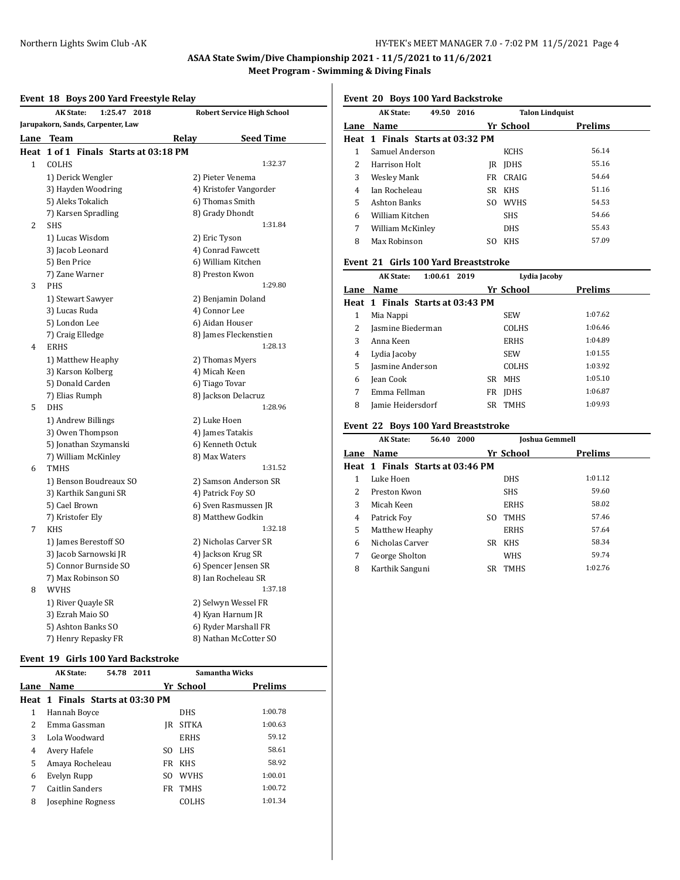## ASAA State Swim/Dive Championship 2021 - 11/5/2021 to 11/6/2021

### Meet Program - Swimming & Diving Finals

#### Event 18 Boys 200 Yard Freestyle Relay

**AK State: 1:25.47 2018 — Robert Service High School**
Jarupakorn, Sands, Carpenter, Law

| Lane | Team | Relay | Seed Time |
|---|---|---|---|
| **Heat 1 of 1 Finals Starts at 03:18 PM** | | | |
| 1 | COLHS | | 1:32.37 |
| | 1) Derick Wengler | 2) Pieter Venema | |
| | 3) Hayden Woodring | 4) Kristofer Vangorder | |
| | 5) Aleks Tokalich | 6) Thomas Smith | |
| | 7) Karsen Spradling | 8) Grady Dhondt | |
| 2 | SHS | | 1:31.84 |
| | 1) Lucas Wisdom | 2) Eric Tyson | |
| | 3) Jacob Leonard | 4) Conrad Fawcett | |
| | 5) Ben Price | 6) William Kitchen | |
| | 7) Zane Warner | 8) Preston Kwon | |
| 3 | PHS | | 1:29.80 |
| | 1) Stewart Sawyer | 2) Benjamin Doland | |
| | 3) Lucas Ruda | 4) Connor Lee | |
| | 5) London Lee | 6) Aidan Houser | |
| | 7) Craig Elledge | 8) James Fleckenstien | |
| 4 | ERHS | | 1:28.13 |
| | 1) Matthew Heaphy | 2) Thomas Myers | |
| | 3) Karson Kolberg | 4) Micah Keen | |
| | 5) Donald Carden | 6) Tiago Tovar | |
| | 7) Elias Rumph | 8) Jackson Delacruz | |
| 5 | DHS | | 1:28.96 |
| | 1) Andrew Billings | 2) Luke Hoen | |
| | 3) Owen Thompson | 4) James Tatakis | |
| | 5) Jonathan Szymanski | 6) Kenneth Octuk | |
| | 7) William McKinley | 8) Max Waters | |
| 6 | TMHS | | 1:31.52 |
| | 1) Benson Boudreaux SO | 2) Samson Anderson SR | |
| | 3) Karthik Sanguni SR | 4) Patrick Foy SO | |
| | 5) Cael Brown | 6) Sven Rasmussen JR | |
| | 7) Kristofer Ely | 8) Matthew Godkin | |
| 7 | KHS | | 1:32.18 |
| | 1) James Berestoff SO | 2) Nicholas Carver SR | |
| | 3) Jacob Sarnowski JR | 4) Jackson Krug SR | |
| | 5) Connor Burnside SO | 6) Spencer Jensen SR | |
| | 7) Max Robinson SO | 8) Ian Rocheleau SR | |
| 8 | WVHS | | 1:37.18 |
| | 1) River Quayle SR | 2) Selwyn Wessel FR | |
| | 3) Ezrah Maio SO | 4) Kyan Harnum JR | |
| | 5) Ashton Banks SO | 6) Ryder Marshall FR | |
| | 7) Henry Repasky FR | 8) Nathan McCotter SO | |

#### Event 19 Girls 100 Yard Backstroke

**AK State: 54.78 2011 — Samantha Wicks**

| Lane | Name | Yr | School | Prelims |
|---|---|---|---|---|
| **Heat 1 Finals Starts at 03:30 PM** | | | | |
| 1 | Hannah Boyce | | DHS | 1:00.78 |
| 2 | Emma Gassman | JR | SITKA | 1:00.63 |
| 3 | Lola Woodward | | ERHS | 59.12 |
| 4 | Avery Hafele | SO | LHS | 58.61 |
| 5 | Amaya Rocheleau | FR | KHS | 58.92 |
| 6 | Evelyn Rupp | SO | WVHS | 1:00.01 |
| 7 | Caitlin Sanders | FR | TMHS | 1:00.72 |
| 8 | Josephine Rogness | | COLHS | 1:01.34 |

#### Event 20 Boys 100 Yard Backstroke

**AK State: 49.50 2016 — Talon Lindquist**

| Lane | Name | Yr | School | Prelims |
|---|---|---|---|---|
| **Heat 1 Finals Starts at 03:32 PM** | | | | |
| 1 | Samuel Anderson | | KCHS | 56.14 |
| 2 | Harrison Holt | JR | JDHS | 55.16 |
| 3 | Wesley Mank | FR | CRAIG | 54.64 |
| 4 | Ian Rocheleau | SR | KHS | 51.16 |
| 5 | Ashton Banks | SO | WVHS | 54.53 |
| 6 | William Kitchen | | SHS | 54.66 |
| 7 | William McKinley | | DHS | 55.43 |
| 8 | Max Robinson | SO | KHS | 57.09 |

#### Event 21 Girls 100 Yard Breaststroke

**AK State: 1:00.61 2019 — Lydia Jacoby**

| Lane | Name | Yr | School | Prelims |
|---|---|---|---|---|
| **Heat 1 Finals Starts at 03:43 PM** | | | | |
| 1 | Mia Nappi | | SEW | 1:07.62 |
| 2 | Jasmine Biederman | | COLHS | 1:06.46 |
| 3 | Anna Keen | | ERHS | 1:04.89 |
| 4 | Lydia Jacoby | | SEW | 1:01.55 |
| 5 | Jasmine Anderson | | COLHS | 1:03.92 |
| 6 | Jean Cook | SR | MHS | 1:05.10 |
| 7 | Emma Fellman | FR | JDHS | 1:06.87 |
| 8 | Jamie Heidersdorf | SR | TMHS | 1:09.93 |

#### Event 22 Boys 100 Yard Breaststroke

**AK State: 56.40 2000 — Joshua Gemmell**

| Lane | Name | Yr | School | Prelims |
|---|---|---|---|---|
| **Heat 1 Finals Starts at 03:46 PM** | | | | |
| 1 | Luke Hoen | | DHS | 1:01.12 |
| 2 | Preston Kwon | | SHS | 59.60 |
| 3 | Micah Keen | | ERHS | 58.02 |
| 4 | Patrick Foy | SO | TMHS | 57.46 |
| 5 | Matthew Heaphy | | ERHS | 57.64 |
| 6 | Nicholas Carver | SR | KHS | 58.34 |
| 7 | George Sholton | | WHS | 59.74 |
| 8 | Karthik Sanguni | SR | TMHS | 1:02.76 |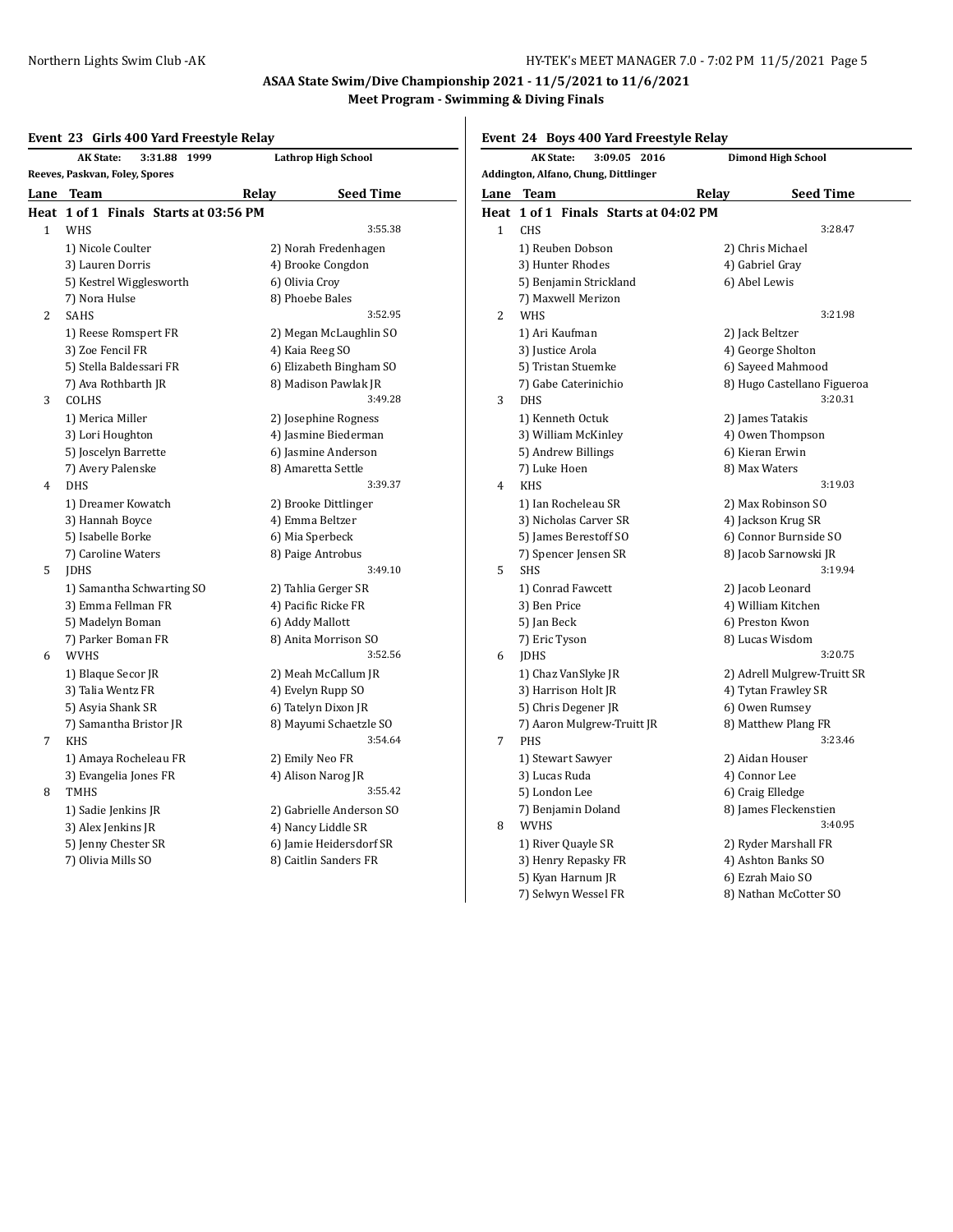## ASAA State Swim/Dive Championship 2021 - 11/5/2021 to 11/6/2021

### Meet Program - Swimming & Diving Finals

### Event 23 Girls 400 Yard Freestyle Relay

**AK State: 3:31.88 1999 Lathrop High School**
**Reeves, Paskvan, Foley, Spores**

| Lane | Team | Relay | Seed Time |
|---|---|---|---|
| **Heat 1 of 1 Finals Starts at 03:56 PM** | | | |
| 1 | WHS | | 3:55.38 |
| | 1) Nicole Coulter | 2) Norah Fredenhagen | |
| | 3) Lauren Dorris | 4) Brooke Congdon | |
| | 5) Kestrel Wigglesworth | 6) Olivia Croy | |
| | 7) Nora Hulse | 8) Phoebe Bales | |
| 2 | SAHS | | 3:52.95 |
| | 1) Reese Romspert FR | 2) Megan McLaughlin SO | |
| | 3) Zoe Fencil FR | 4) Kaia Reeg SO | |
| | 5) Stella Baldessari FR | 6) Elizabeth Bingham SO | |
| | 7) Ava Rothbarth JR | 8) Madison Pawlak JR | |
| 3 | COLHS | | 3:49.28 |
| | 1) Merica Miller | 2) Josephine Rogness | |
| | 3) Lori Houghton | 4) Jasmine Biederman | |
| | 5) Joscelyn Barrette | 6) Jasmine Anderson | |
| | 7) Avery Palenske | 8) Amaretta Settle | |
| 4 | DHS | | 3:39.37 |
| | 1) Dreamer Kowatch | 2) Brooke Dittlinger | |
| | 3) Hannah Boyce | 4) Emma Beltzer | |
| | 5) Isabelle Borke | 6) Mia Sperbeck | |
| | 7) Caroline Waters | 8) Paige Antrobus | |
| 5 | JDHS | | 3:49.10 |
| | 1) Samantha Schwarting SO | 2) Tahlia Gerger SR | |
| | 3) Emma Fellman FR | 4) Pacific Ricke FR | |
| | 5) Madelyn Boman | 6) Addy Mallott | |
| | 7) Parker Boman FR | 8) Anita Morrison SO | |
| 6 | WVHS | | 3:52.56 |
| | 1) Blaque Secor JR | 2) Meah McCallum JR | |
| | 3) Talia Wentz FR | 4) Evelyn Rupp SO | |
| | 5) Asyia Shank SR | 6) Tatelyn Dixon JR | |
| | 7) Samantha Bristor JR | 8) Mayumi Schaetzle SO | |
| 7 | KHS | | 3:54.64 |
| | 1) Amaya Rocheleau FR | 2) Emily Neo FR | |
| | 3) Evangelia Jones FR | 4) Alison Narog JR | |
| 8 | TMHS | | 3:55.42 |
| | 1) Sadie Jenkins JR | 2) Gabrielle Anderson SO | |
| | 3) Alex Jenkins JR | 4) Nancy Liddle SR | |
| | 5) Jenny Chester SR | 6) Jamie Heidersdorf SR | |
| | 7) Olivia Mills SO | 8) Caitlin Sanders FR | |

### Event 24 Boys 400 Yard Freestyle Relay

**AK State: 3:09.05 2016 Dimond High School**
**Addington, Alfano, Chung, Dittlinger**

| Lane | Team | Relay | Seed Time |
|---|---|---|---|
| **Heat 1 of 1 Finals Starts at 04:02 PM** | | | |
| 1 | CHS | | 3:28.47 |
| | 1) Reuben Dobson | 2) Chris Michael | |
| | 3) Hunter Rhodes | 4) Gabriel Gray | |
| | 5) Benjamin Strickland | 6) Abel Lewis | |
| | 7) Maxwell Merizon | | |
| 2 | WHS | | 3:21.98 |
| | 1) Ari Kaufman | 2) Jack Beltzer | |
| | 3) Justice Arola | 4) George Sholton | |
| | 5) Tristan Stuemke | 6) Sayeed Mahmood | |
| | 7) Gabe Caterinichio | 8) Hugo Castellano Figueroa | |
| 3 | DHS | | 3:20.31 |
| | 1) Kenneth Octuk | 2) James Tatakis | |
| | 3) William McKinley | 4) Owen Thompson | |
| | 5) Andrew Billings | 6) Kieran Erwin | |
| | 7) Luke Hoen | 8) Max Waters | |
| 4 | KHS | | 3:19.03 |
| | 1) Ian Rocheleau SR | 2) Max Robinson SO | |
| | 3) Nicholas Carver SR | 4) Jackson Krug SR | |
| | 5) James Berestoff SO | 6) Connor Burnside SO | |
| | 7) Spencer Jensen SR | 8) Jacob Sarnowski JR | |
| 5 | SHS | | 3:19.94 |
| | 1) Conrad Fawcett | 2) Jacob Leonard | |
| | 3) Ben Price | 4) William Kitchen | |
| | 5) Jan Beck | 6) Preston Kwon | |
| | 7) Eric Tyson | 8) Lucas Wisdom | |
| 6 | JDHS | | 3:20.75 |
| | 1) Chaz VanSlyke JR | 2) Adrell Mulgrew-Truitt SR | |
| | 3) Harrison Holt JR | 4) Tytan Frawley SR | |
| | 5) Chris Degener JR | 6) Owen Rumsey | |
| | 7) Aaron Mulgrew-Truitt JR | 8) Matthew Plang FR | |
| 7 | PHS | | 3:23.46 |
| | 1) Stewart Sawyer | 2) Aidan Houser | |
| | 3) Lucas Ruda | 4) Connor Lee | |
| | 5) London Lee | 6) Craig Elledge | |
| | 7) Benjamin Doland | 8) James Fleckenstien | |
| 8 | WVHS | | 3:40.95 |
| | 1) River Quayle SR | 2) Ryder Marshall FR | |
| | 3) Henry Repasky FR | 4) Ashton Banks SO | |
| | 5) Kyan Harnum JR | 6) Ezrah Maio SO | |
| | 7) Selwyn Wessel FR | 8) Nathan McCotter SO | |